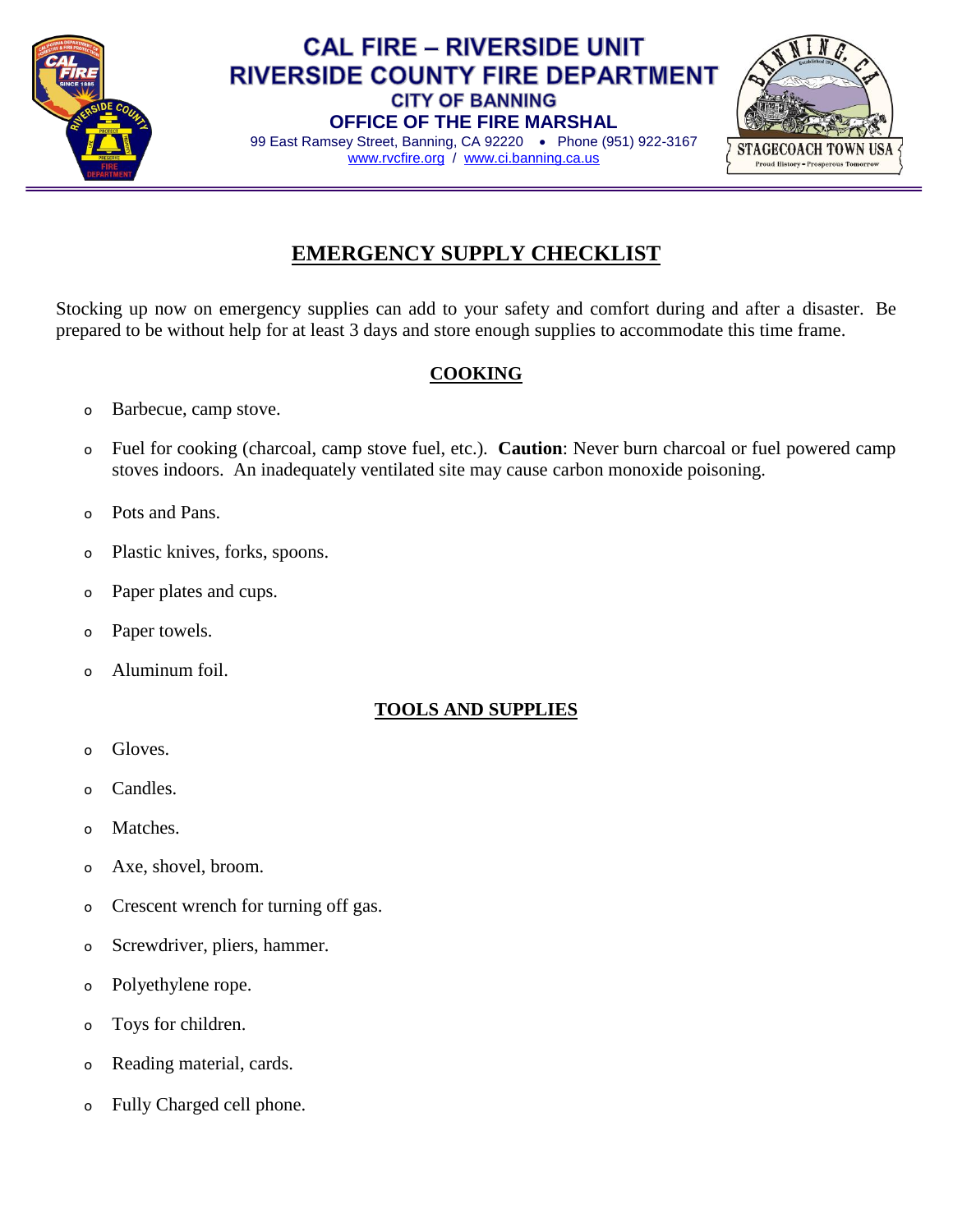CAL FIRE – RIVERSIDE UNIT
RIVERSIDE COUNTY FIRE DEPARTMENT
CITY OF BANNING
OFFICE OF THE FIRE MARSHAL
99 East Ramsey Street, Banning, CA 92220 • Phone (951) 922-3167
www.rvcfire.org / www.ci.banning.ca.us

# EMERGENCY SUPPLY CHECKLIST

Stocking up now on emergency supplies can add to your safety and comfort during and after a disaster. Be prepared to be without help for at least 3 days and store enough supplies to accommodate this time frame.

## COOKING

- Barbecue, camp stove.
- Fuel for cooking (charcoal, camp stove fuel, etc.). **Caution**: Never burn charcoal or fuel powered camp stoves indoors. An inadequately ventilated site may cause carbon monoxide poisoning.
- Pots and Pans.
- Plastic knives, forks, spoons.
- Paper plates and cups.
- Paper towels.
- Aluminum foil.

## TOOLS AND SUPPLIES

- Gloves.
- Candles.
- Matches.
- Axe, shovel, broom.
- Crescent wrench for turning off gas.
- Screwdriver, pliers, hammer.
- Polyethylene rope.
- Toys for children.
- Reading material, cards.
- Fully Charged cell phone.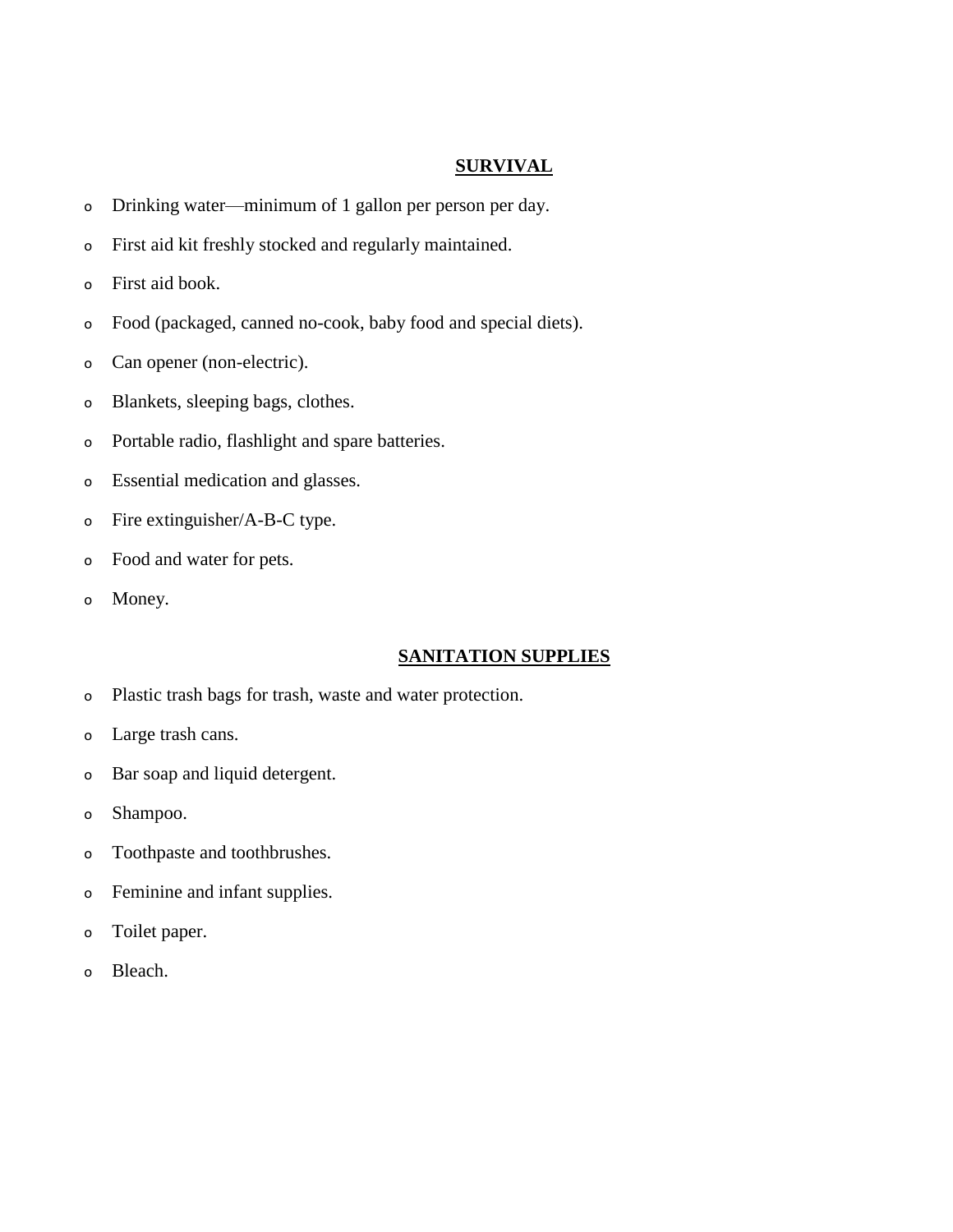## SURVIVAL

- Drinking water—minimum of 1 gallon per person per day.
- First aid kit freshly stocked and regularly maintained.
- First aid book.
- Food (packaged, canned no-cook, baby food and special diets).
- Can opener (non-electric).
- Blankets, sleeping bags, clothes.
- Portable radio, flashlight and spare batteries.
- Essential medication and glasses.
- Fire extinguisher/A-B-C type.
- Food and water for pets.
- Money.

## SANITATION SUPPLIES

- Plastic trash bags for trash, waste and water protection.
- Large trash cans.
- Bar soap and liquid detergent.
- Shampoo.
- Toothpaste and toothbrushes.
- Feminine and infant supplies.
- Toilet paper.
- Bleach.